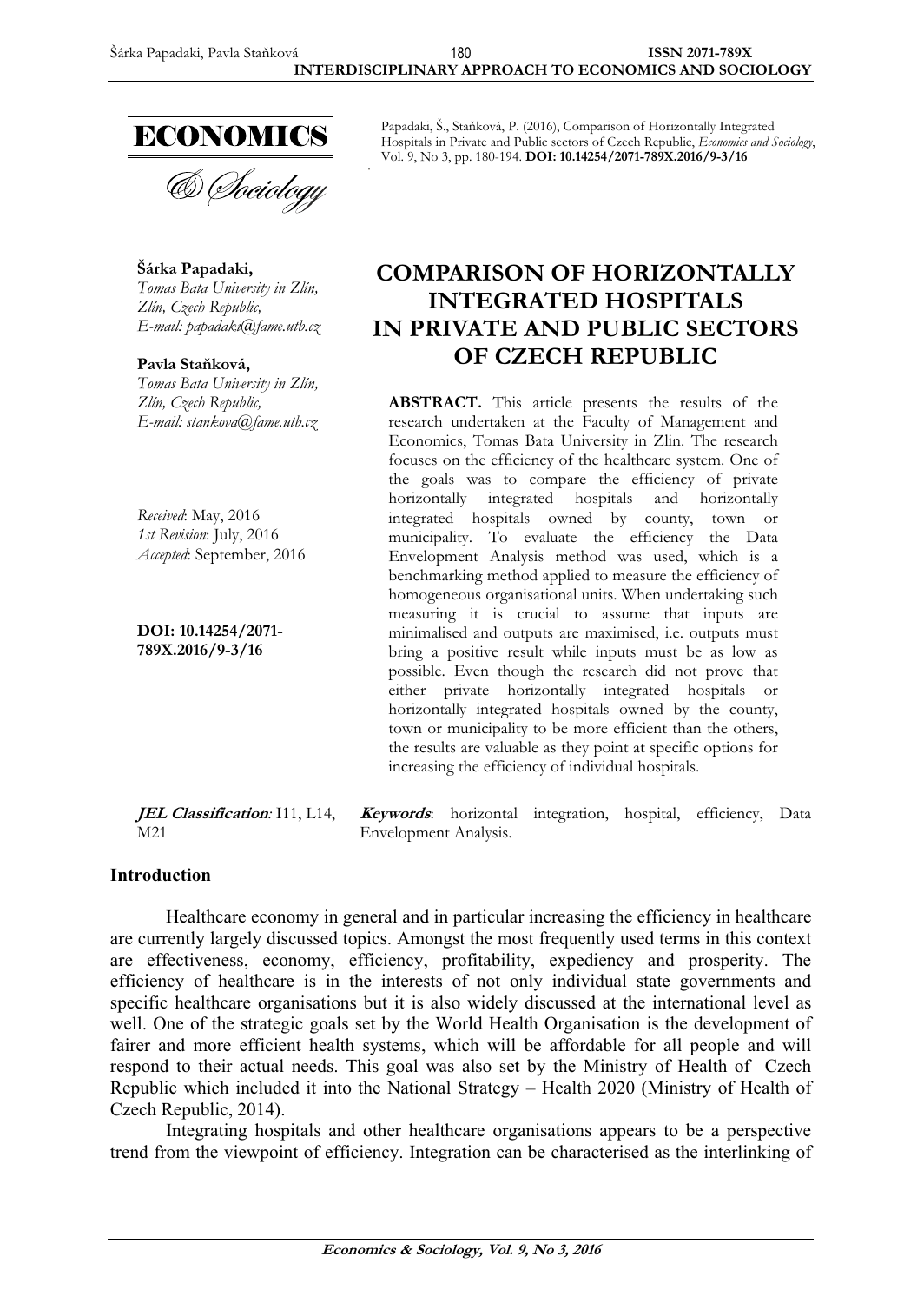ECONOMICS

& Sociology

Papadaki, Š., Staňková, P. (2016), Comparison of Horizontally Integrated Hospitals in Private and Public sectors of Czech Republic, *Economics and Sociology*, Vol. 9, No 3, pp. 180-194. **DOI: 10.14254/2071-789X.2016/9-3/16**

**Šárka Papadaki,**
*Tomas Bata University in Zlín,*
*Zlín, Czech Republic,*
*E-mail: papadaki@fame.utb.cz*

**Pavla Staňková,**
*Tomas Bata University in Zlín,*
*Zlín, Czech Republic,*
*E-mail: stankova@fame.utb.cz*

*Received*: May, 2016
*1st Revision*: July, 2016
*Accepted*: September, 2016

**DOI: 10.14254/2071-789X.2016/9-3/16**

# COMPARISON OF HORIZONTALLY INTEGRATED HOSPITALS IN PRIVATE AND PUBLIC SECTORS OF CZECH REPUBLIC

**ABSTRACT.** This article presents the results of the research undertaken at the Faculty of Management and Economics, Tomas Bata University in Zlin. The research focuses on the efficiency of the healthcare system. One of the goals was to compare the efficiency of private horizontally integrated hospitals and horizontally integrated hospitals owned by county, town or municipality. To evaluate the efficiency the Data Envelopment Analysis method was used, which is a benchmarking method applied to measure the efficiency of homogeneous organisational units. When undertaking such measuring it is crucial to assume that inputs are minimalised and outputs are maximised, i.e. outputs must bring a positive result while inputs must be as low as possible. Even though the research did not prove that either private horizontally integrated hospitals or horizontally integrated hospitals owned by the county, town or municipality to be more efficient than the others, the results are valuable as they point at specific options for increasing the efficiency of individual hospitals.

***JEL Classification:*** I11, L14, M21

***Keywords***: horizontal integration, hospital, efficiency, Data Envelopment Analysis.

## Introduction

Healthcare economy in general and in particular increasing the efficiency in healthcare are currently largely discussed topics. Amongst the most frequently used terms in this context are effectiveness, economy, efficiency, profitability, expediency and prosperity. The efficiency of healthcare is in the interests of not only individual state governments and specific healthcare organisations but it is also widely discussed at the international level as well. One of the strategic goals set by the World Health Organisation is the development of fairer and more efficient health systems, which will be affordable for all people and will respond to their actual needs. This goal was also set by the Ministry of Health of Czech Republic which included it into the National Strategy – Health 2020 (Ministry of Health of Czech Republic, 2014).

Integrating hospitals and other healthcare organisations appears to be a perspective trend from the viewpoint of efficiency. Integration can be characterised as the interlinking of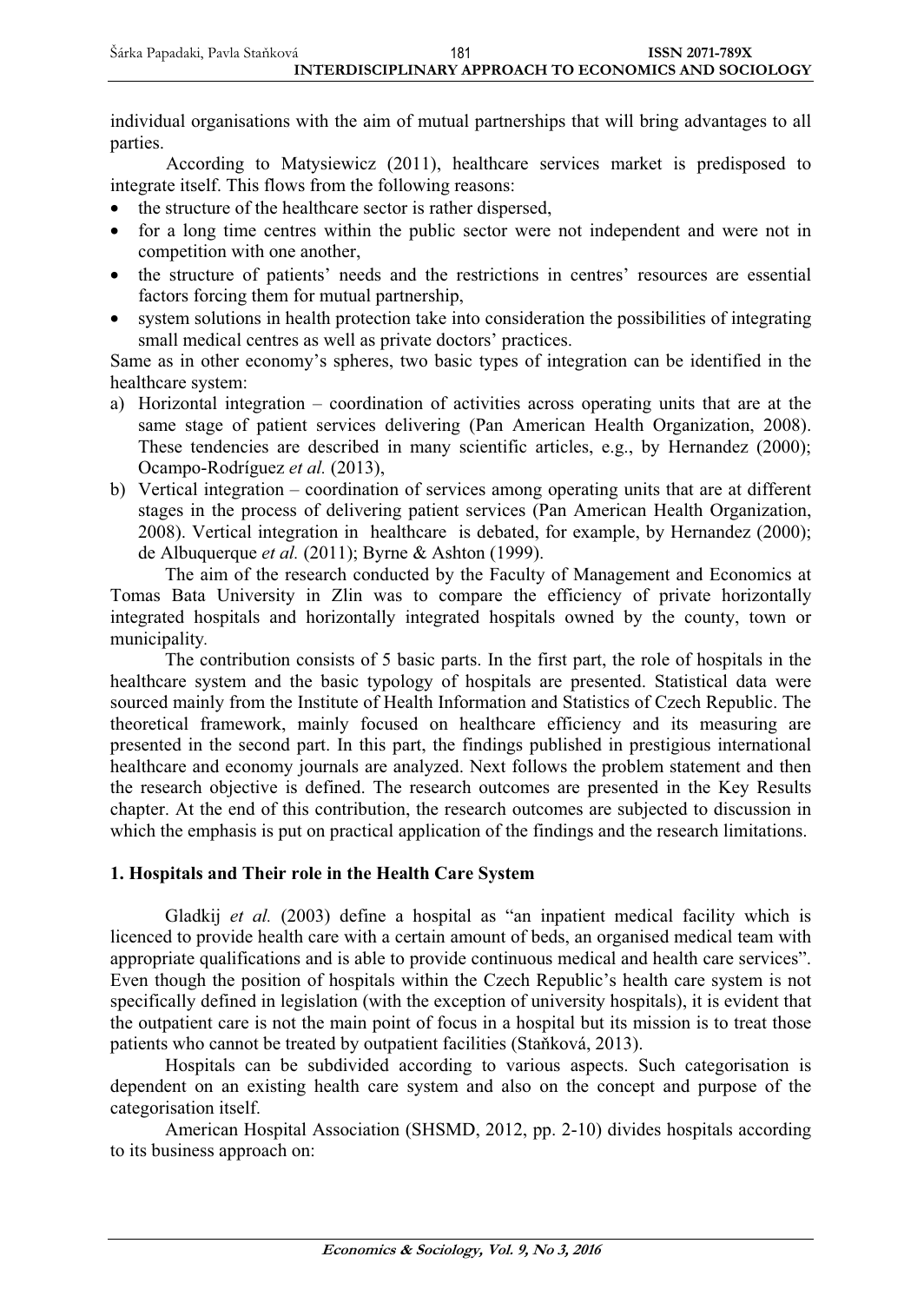individual organisations with the aim of mutual partnerships that will bring advantages to all parties.

According to Matysiewicz (2011), healthcare services market is predisposed to integrate itself. This flows from the following reasons:

- the structure of the healthcare sector is rather dispersed,
- for a long time centres within the public sector were not independent and were not in competition with one another,
- the structure of patients' needs and the restrictions in centres' resources are essential factors forcing them for mutual partnership,
- system solutions in health protection take into consideration the possibilities of integrating small medical centres as well as private doctors' practices.

Same as in other economy's spheres, two basic types of integration can be identified in the healthcare system:

a) Horizontal integration – coordination of activities across operating units that are at the same stage of patient services delivering (Pan American Health Organization, 2008). These tendencies are described in many scientific articles, e.g., by Hernandez (2000); Ocampo-Rodríguez *et al.* (2013),
b) Vertical integration – coordination of services among operating units that are at different stages in the process of delivering patient services (Pan American Health Organization, 2008). Vertical integration in healthcare is debated, for example, by Hernandez (2000); de Albuquerque *et al.* (2011); Byrne & Ashton (1999).

The aim of the research conducted by the Faculty of Management and Economics at Tomas Bata University in Zlin was to compare the efficiency of private horizontally integrated hospitals and horizontally integrated hospitals owned by the county, town or municipality.

The contribution consists of 5 basic parts. In the first part, the role of hospitals in the healthcare system and the basic typology of hospitals are presented. Statistical data were sourced mainly from the Institute of Health Information and Statistics of Czech Republic. The theoretical framework, mainly focused on healthcare efficiency and its measuring are presented in the second part. In this part, the findings published in prestigious international healthcare and economy journals are analyzed. Next follows the problem statement and then the research objective is defined. The research outcomes are presented in the Key Results chapter. At the end of this contribution, the research outcomes are subjected to discussion in which the emphasis is put on practical application of the findings and the research limitations.

## 1. Hospitals and Their role in the Health Care System

Gladkij *et al.* (2003) define a hospital as "an inpatient medical facility which is licenced to provide health care with a certain amount of beds, an organised medical team with appropriate qualifications and is able to provide continuous medical and health care services". Even though the position of hospitals within the Czech Republic's health care system is not specifically defined in legislation (with the exception of university hospitals), it is evident that the outpatient care is not the main point of focus in a hospital but its mission is to treat those patients who cannot be treated by outpatient facilities (Staňková, 2013).

Hospitals can be subdivided according to various aspects. Such categorisation is dependent on an existing health care system and also on the concept and purpose of the categorisation itself.

American Hospital Association (SHSMD, 2012, pp. 2-10) divides hospitals according to its business approach on: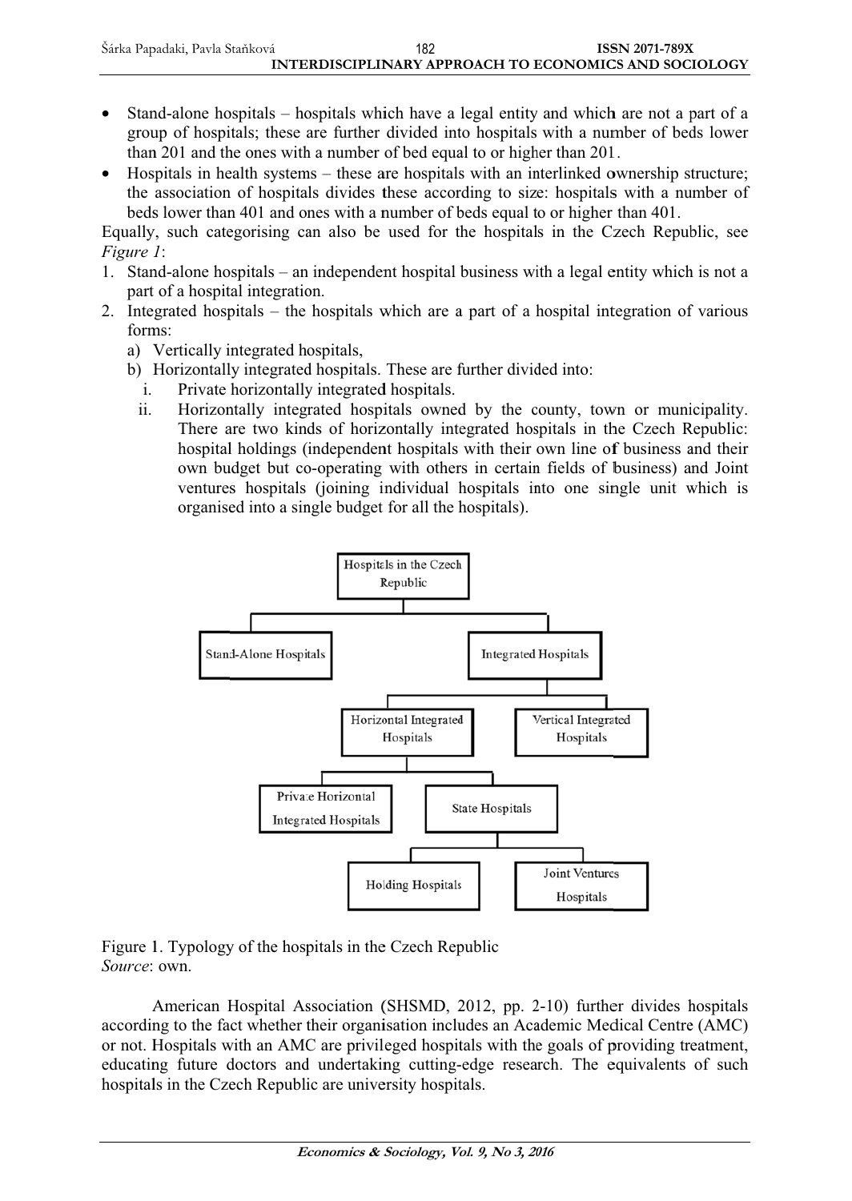- Stand-alone hospitals – hospitals which have a legal entity and which are not a part of a group of hospitals; these are further divided into hospitals with a number of beds lower than 201 and the ones with a number of bed equal to or higher than 201.
- Hospitals in health systems – these are hospitals with an interlinked ownership structure; the association of hospitals divides these according to size: hospitals with a number of beds lower than 401 and ones with a number of beds equal to or higher than 401.

Equally, such categorising can also be used for the hospitals in the Czech Republic, see *Figure 1*:

1. Stand-alone hospitals – an independent hospital business with a legal entity which is not a part of a hospital integration.
2. Integrated hospitals – the hospitals which are a part of a hospital integration of various forms:
   a) Vertically integrated hospitals,
   b) Horizontally integrated hospitals. These are further divided into:
      i. Private horizontally integrated hospitals.
      ii. Horizontally integrated hospitals owned by the county, town or municipality. There are two kinds of horizontally integrated hospitals in the Czech Republic: hospital holdings (independent hospitals with their own line of business and their own budget but co-operating with others in certain fields of business) and Joint ventures hospitals (joining individual hospitals into one single unit which is organised into a single budget for all the hospitals).

Hospitals in the Czech Republic
- Stand-Alone Hospitals
- Integrated Hospitals
  - Horizontal Integrated Hospitals
    - Private Horizontal Integrated Hospitals
    - State Hospitals
      - Holding Hospitals
      - Joint Ventures Hospitals
  - Vertical Integrated Hospitals

Figure 1. Typology of the hospitals in the Czech Republic
*Source*: own.

American Hospital Association (SHSMD, 2012, pp. 2-10) further divides hospitals according to the fact whether their organisation includes an Academic Medical Centre (AMC) or not. Hospitals with an AMC are privileged hospitals with the goals of providing treatment, educating future doctors and undertaking cutting-edge research. The equivalents of such hospitals in the Czech Republic are university hospitals.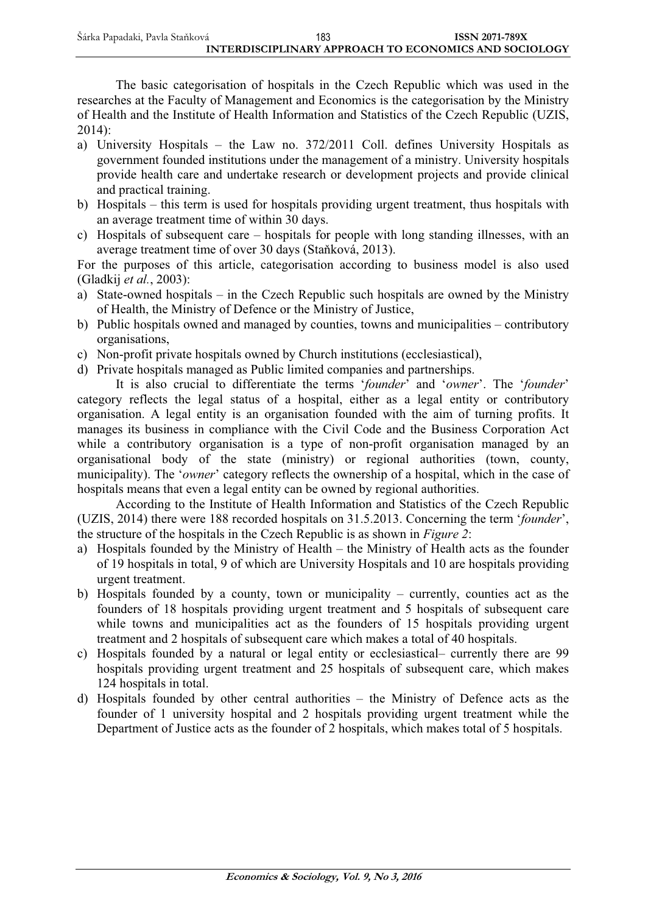The basic categorisation of hospitals in the Czech Republic which was used in the researches at the Faculty of Management and Economics is the categorisation by the Ministry of Health and the Institute of Health Information and Statistics of the Czech Republic (UZIS, 2014):

a) University Hospitals – the Law no. 372/2011 Coll. defines University Hospitals as government founded institutions under the management of a ministry. University hospitals provide health care and undertake research or development projects and provide clinical and practical training.
b) Hospitals – this term is used for hospitals providing urgent treatment, thus hospitals with an average treatment time of within 30 days.
c) Hospitals of subsequent care – hospitals for people with long standing illnesses, with an average treatment time of over 30 days (Staňková, 2013).

For the purposes of this article, categorisation according to business model is also used (Gladkij *et al.*, 2003):

a) State-owned hospitals – in the Czech Republic such hospitals are owned by the Ministry of Health, the Ministry of Defence or the Ministry of Justice,
b) Public hospitals owned and managed by counties, towns and municipalities – contributory organisations,
c) Non-profit private hospitals owned by Church institutions (ecclesiastical),
d) Private hospitals managed as Public limited companies and partnerships.

It is also crucial to differentiate the terms '*founder*' and '*owner*'. The '*founder*' category reflects the legal status of a hospital, either as a legal entity or contributory organisation. A legal entity is an organisation founded with the aim of turning profits. It manages its business in compliance with the Civil Code and the Business Corporation Act while a contributory organisation is a type of non-profit organisation managed by an organisational body of the state (ministry) or regional authorities (town, county, municipality). The '*owner*' category reflects the ownership of a hospital, which in the case of hospitals means that even a legal entity can be owned by regional authorities.

According to the Institute of Health Information and Statistics of the Czech Republic (UZIS, 2014) there were 188 recorded hospitals on 31.5.2013. Concerning the term '*founder*', the structure of the hospitals in the Czech Republic is as shown in *Figure 2*:

a) Hospitals founded by the Ministry of Health – the Ministry of Health acts as the founder of 19 hospitals in total, 9 of which are University Hospitals and 10 are hospitals providing urgent treatment.
b) Hospitals founded by a county, town or municipality – currently, counties act as the founders of 18 hospitals providing urgent treatment and 5 hospitals of subsequent care while towns and municipalities act as the founders of 15 hospitals providing urgent treatment and 2 hospitals of subsequent care which makes a total of 40 hospitals.
c) Hospitals founded by a natural or legal entity or ecclesiastical– currently there are 99 hospitals providing urgent treatment and 25 hospitals of subsequent care, which makes 124 hospitals in total.
d) Hospitals founded by other central authorities – the Ministry of Defence acts as the founder of 1 university hospital and 2 hospitals providing urgent treatment while the Department of Justice acts as the founder of 2 hospitals, which makes total of 5 hospitals.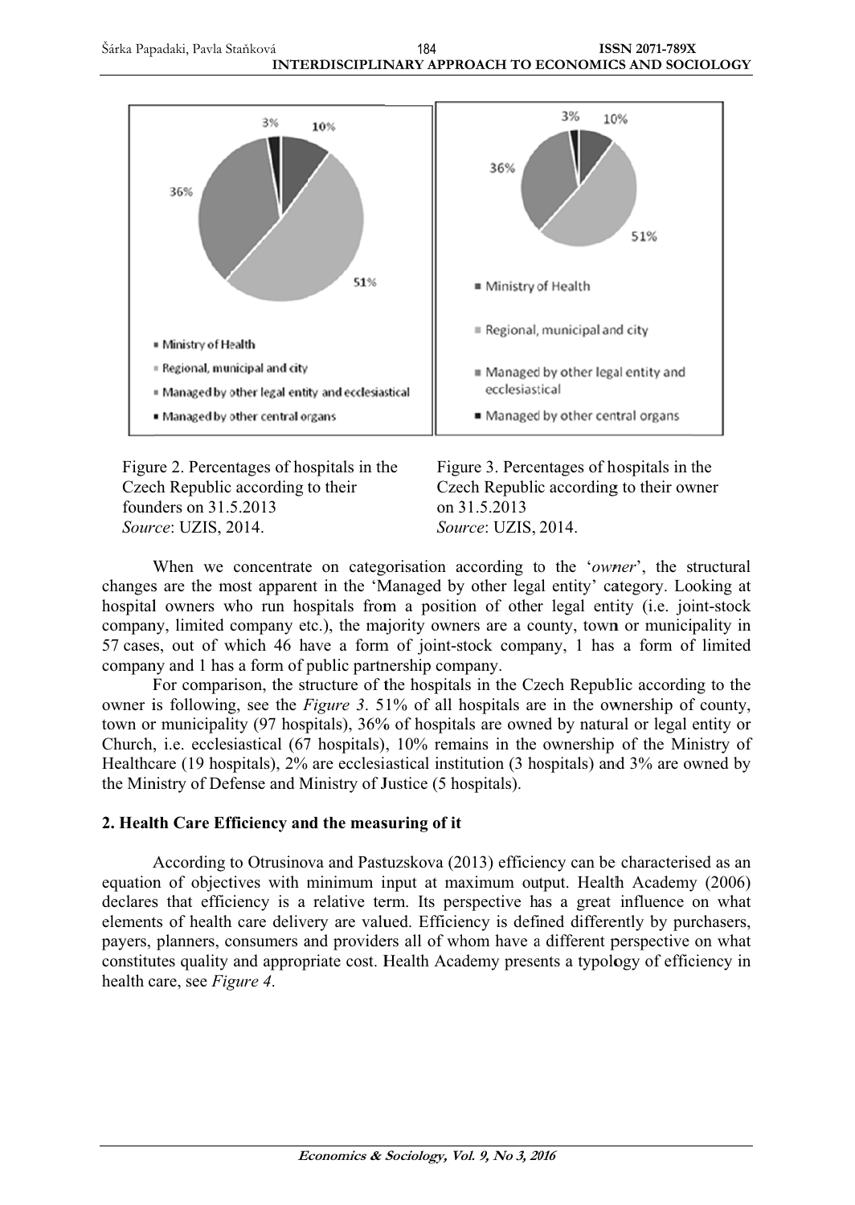Figure 2. Percentages of hospitals in the Czech Republic according to their founders on 31.5.2013
*Source*: UZIS, 2014.

Figure 3. Percentages of hospitals in the Czech Republic according to their owner on 31.5.2013
*Source*: UZIS, 2014.

When we concentrate on categorisation according to the '*owner*', the structural changes are the most apparent in the 'Managed by other legal entity' category. Looking at hospital owners who run hospitals from a position of other legal entity (i.e. joint-stock company, limited company etc.), the majority owners are a county, town or municipality in 57 cases, out of which 46 have a form of joint-stock company, 1 has a form of limited company and 1 has a form of public partnership company.

For comparison, the structure of the hospitals in the Czech Republic according to the owner is following, see the *Figure 3*. 51% of all hospitals are in the ownership of county, town or municipality (97 hospitals), 36% of hospitals are owned by natural or legal entity or Church, i.e. ecclesiastical (67 hospitals), 10% remains in the ownership of the Ministry of Healthcare (19 hospitals), 2% are ecclesiastical institution (3 hospitals) and 3% are owned by the Ministry of Defense and Ministry of Justice (5 hospitals).

## 2. Health Care Efficiency and the measuring of it

According to Otrusinova and Pastuzskova (2013) efficiency can be characterised as an equation of objectives with minimum input at maximum output. Health Academy (2006) declares that efficiency is a relative term. Its perspective has a great influence on what elements of health care delivery are valued. Efficiency is defined differently by purchasers, payers, planners, consumers and providers all of whom have a different perspective on what constitutes quality and appropriate cost. Health Academy presents a typology of efficiency in health care, see *Figure 4*.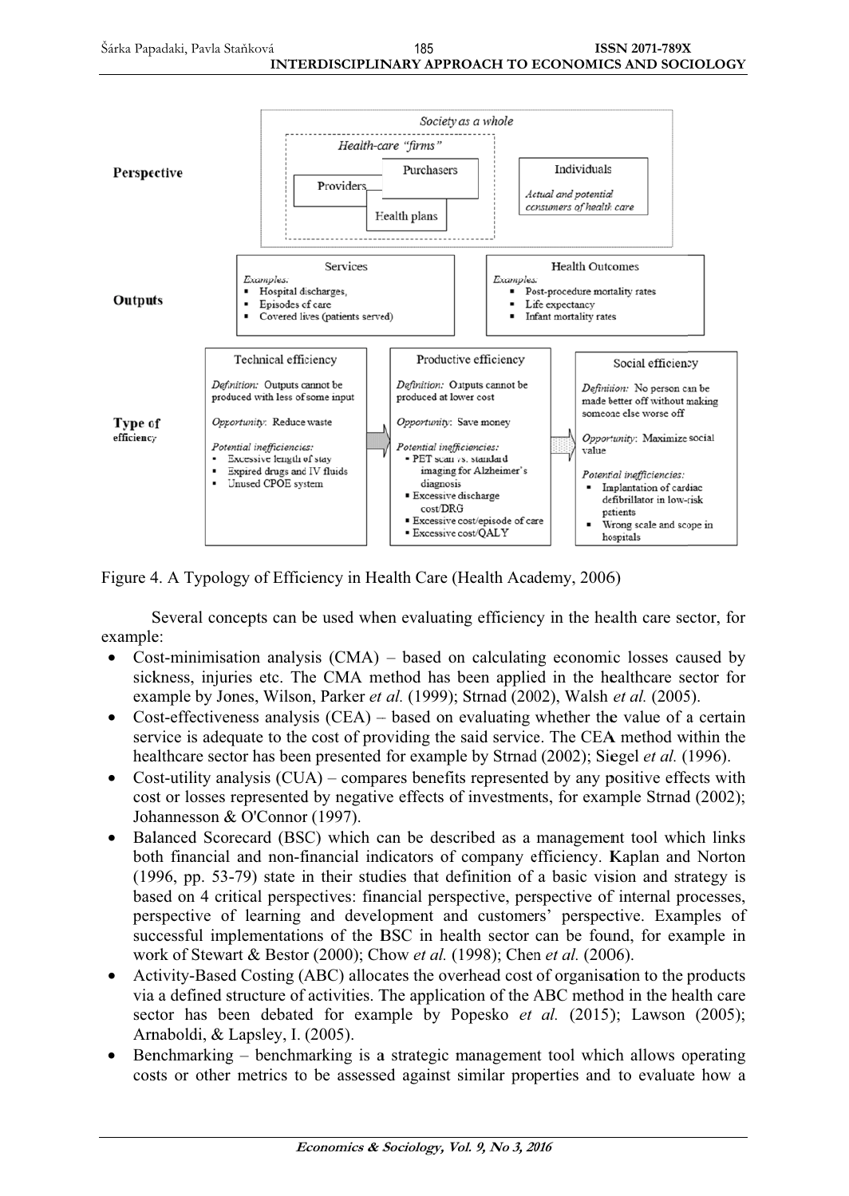| | | | |
|---|---|---|---|
| **Perspective** | *Society as a whole* — *Health-care "firms"*: Providers, Purchasers, Health plans | | Individuals — *Actual and potential consumers of health care* |
| **Outputs** | Services — *Examples:* Hospital discharges; Episodes of care; Covered lives (patients served) | | Health Outcomes — *Examples:* Post-procedure mortality rates; Life expectancy; Infant mortality rates |
| **Type of efficiency** | Technical efficiency — *Definition:* Outputs cannot be produced with less of some input. *Opportunity:* Reduce waste. *Potential inefficiencies:* Excessive length of stay; Expired drugs and IV fluids; Unused CPOE system | Productive efficiency — *Definition:* Outputs cannot be produced at lower cost. *Opportunity:* Save money. *Potential inefficiencies:* PET scan vs. standard imaging for Alzheimer's diagnosis; Excessive discharge cost/DRG; Excessive cost/episode of care; Excessive cost/QALY | Social efficiency — *Definition:* No person can be made better off without making someone else worse off. *Opportunity:* Maximize social value. *Potential inefficiencies:* Implantation of cardiac defibrillator in low-risk patients; Wrong scale and scope in hospitals |

Figure 4. A Typology of Efficiency in Health Care (Health Academy, 2006)

Several concepts can be used when evaluating efficiency in the health care sector, for example:

- Cost-minimisation analysis (CMA) – based on calculating economic losses caused by sickness, injuries etc. The CMA method has been applied in the healthcare sector for example by Jones, Wilson, Parker *et al.* (1999); Strnad (2002), Walsh *et al.* (2005).
- Cost-effectiveness analysis (CEA) – based on evaluating whether the value of a certain service is adequate to the cost of providing the said service. The CEA method within the healthcare sector has been presented for example by Strnad (2002); Siegel *et al.* (1996).
- Cost-utility analysis (CUA) – compares benefits represented by any positive effects with cost or losses represented by negative effects of investments, for example Strnad (2002); Johannesson & O'Connor (1997).
- Balanced Scorecard (BSC) which can be described as a management tool which links both financial and non-financial indicators of company efficiency. Kaplan and Norton (1996, pp. 53-79) state in their studies that definition of a basic vision and strategy is based on 4 critical perspectives: financial perspective, perspective of internal processes, perspective of learning and development and customers' perspective. Examples of successful implementations of the BSC in health sector can be found, for example in work of Stewart & Bestor (2000); Chow *et al.* (1998); Chen *et al.* (2006).
- Activity-Based Costing (ABC) allocates the overhead cost of organisation to the products via a defined structure of activities. The application of the ABC method in the health care sector has been debated for example by Popesko *et al.* (2015); Lawson (2005); Arnaboldi, & Lapsley, I. (2005).
- Benchmarking – benchmarking is a strategic management tool which allows operating costs or other metrics to be assessed against similar properties and to evaluate how a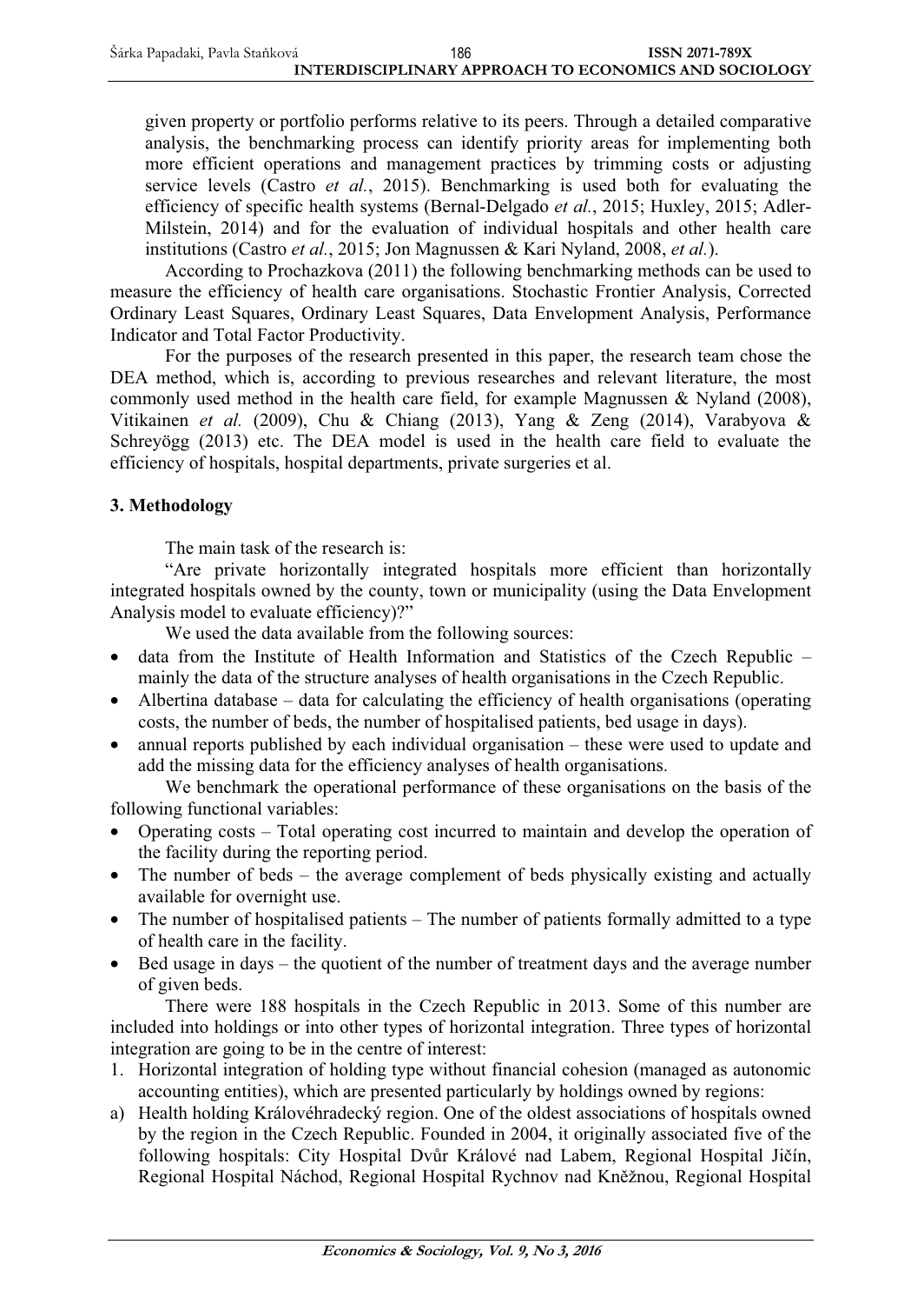given property or portfolio performs relative to its peers. Through a detailed comparative analysis, the benchmarking process can identify priority areas for implementing both more efficient operations and management practices by trimming costs or adjusting service levels (Castro *et al.*, 2015). Benchmarking is used both for evaluating the efficiency of specific health systems (Bernal-Delgado *et al.*, 2015; Huxley, 2015; Adler-Milstein, 2014) and for the evaluation of individual hospitals and other health care institutions (Castro *et al.*, 2015; Jon Magnussen & Kari Nyland, 2008, *et al.*).

According to Prochazkova (2011) the following benchmarking methods can be used to measure the efficiency of health care organisations. Stochastic Frontier Analysis, Corrected Ordinary Least Squares, Ordinary Least Squares, Data Envelopment Analysis, Performance Indicator and Total Factor Productivity.

For the purposes of the research presented in this paper, the research team chose the DEA method, which is, according to previous researches and relevant literature, the most commonly used method in the health care field, for example Magnussen & Nyland (2008), Vitikainen *et al.* (2009), Chu & Chiang (2013), Yang & Zeng (2014), Varabyova & Schreyögg (2013) etc. The DEA model is used in the health care field to evaluate the efficiency of hospitals, hospital departments, private surgeries et al.

## 3. Methodology

The main task of the research is:

"Are private horizontally integrated hospitals more efficient than horizontally integrated hospitals owned by the county, town or municipality (using the Data Envelopment Analysis model to evaluate efficiency)?"

We used the data available from the following sources:

- data from the Institute of Health Information and Statistics of the Czech Republic – mainly the data of the structure analyses of health organisations in the Czech Republic.
- Albertina database – data for calculating the efficiency of health organisations (operating costs, the number of beds, the number of hospitalised patients, bed usage in days).
- annual reports published by each individual organisation – these were used to update and add the missing data for the efficiency analyses of health organisations.

We benchmark the operational performance of these organisations on the basis of the following functional variables:

- Operating costs – Total operating cost incurred to maintain and develop the operation of the facility during the reporting period.
- The number of beds – the average complement of beds physically existing and actually available for overnight use.
- The number of hospitalised patients – The number of patients formally admitted to a type of health care in the facility.
- Bed usage in days – the quotient of the number of treatment days and the average number of given beds.

There were 188 hospitals in the Czech Republic in 2013. Some of this number are included into holdings or into other types of horizontal integration. Three types of horizontal integration are going to be in the centre of interest:

1. Horizontal integration of holding type without financial cohesion (managed as autonomic accounting entities), which are presented particularly by holdings owned by regions:

a) Health holding Královéhradecký region. One of the oldest associations of hospitals owned by the region in the Czech Republic. Founded in 2004, it originally associated five of the following hospitals: City Hospital Dvůr Králové nad Labem, Regional Hospital Jičín, Regional Hospital Náchod, Regional Hospital Rychnov nad Kněžnou, Regional Hospital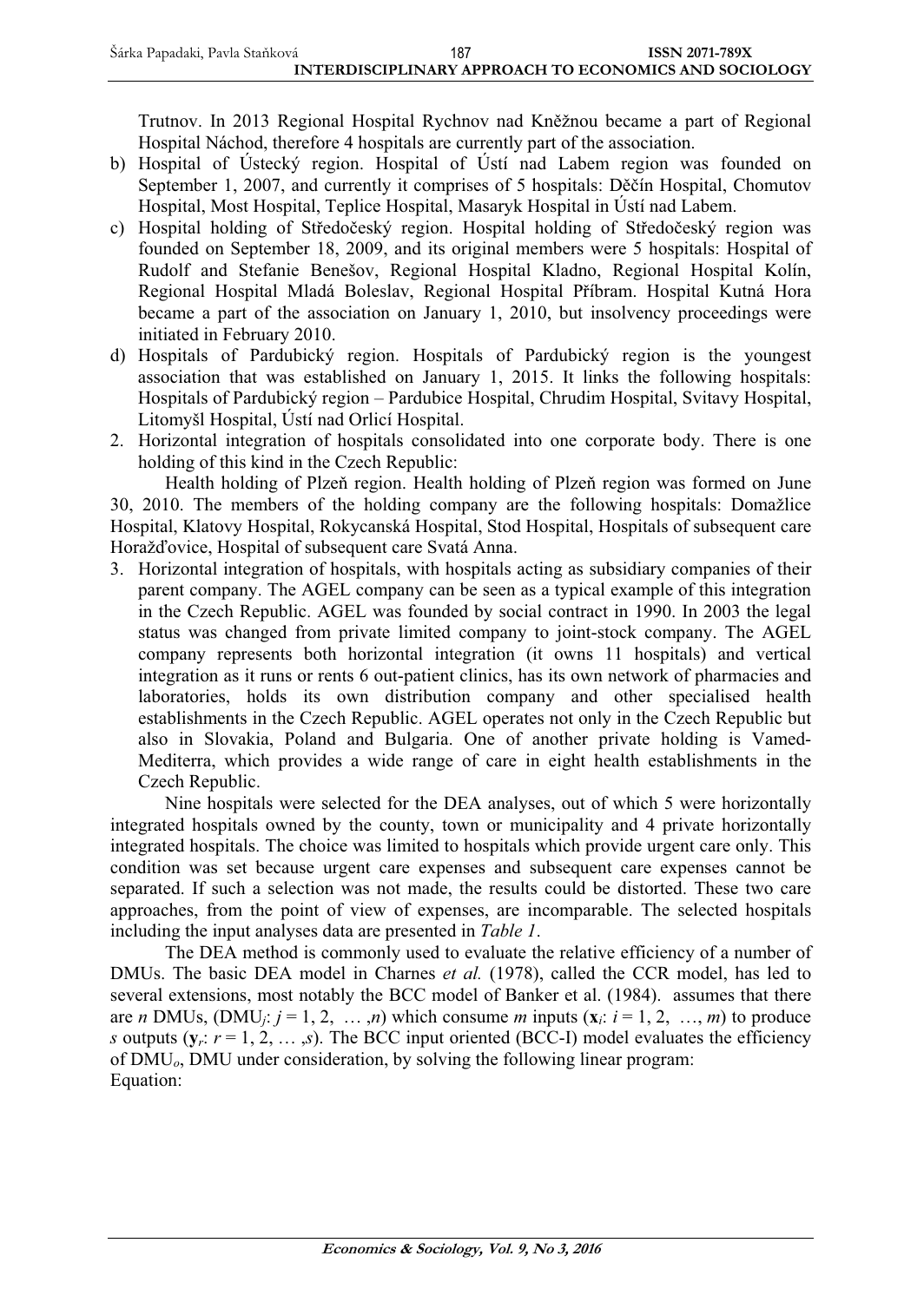Trutnov. In 2013 Regional Hospital Rychnov nad Kněžnou became a part of Regional Hospital Náchod, therefore 4 hospitals are currently part of the association.

b) Hospital of Ústecký region. Hospital of Ústí nad Labem region was founded on September 1, 2007, and currently it comprises of 5 hospitals: Děčín Hospital, Chomutov Hospital, Most Hospital, Teplice Hospital, Masaryk Hospital in Ústí nad Labem.

c) Hospital holding of Středočeský region. Hospital holding of Středočeský region was founded on September 18, 2009, and its original members were 5 hospitals: Hospital of Rudolf and Stefanie Benešov, Regional Hospital Kladno, Regional Hospital Kolín, Regional Hospital Mladá Boleslav, Regional Hospital Příbram. Hospital Kutná Hora became a part of the association on January 1, 2010, but insolvency proceedings were initiated in February 2010.

d) Hospitals of Pardubický region. Hospitals of Pardubický region is the youngest association that was established on January 1, 2015. It links the following hospitals: Hospitals of Pardubický region – Pardubice Hospital, Chrudim Hospital, Svitavy Hospital, Litomyšl Hospital, Ústí nad Orlicí Hospital.

2. Horizontal integration of hospitals consolidated into one corporate body. There is one holding of this kind in the Czech Republic:

   Health holding of Plzeň region. Health holding of Plzeň region was formed on June 30, 2010. The members of the holding company are the following hospitals: Domažlice Hospital, Klatovy Hospital, Rokycanská Hospital, Stod Hospital, Hospitals of subsequent care Horažďovice, Hospital of subsequent care Svatá Anna.

3. Horizontal integration of hospitals, with hospitals acting as subsidiary companies of their parent company. The AGEL company can be seen as a typical example of this integration in the Czech Republic. AGEL was founded by social contract in 1990. In 2003 the legal status was changed from private limited company to joint-stock company. The AGEL company represents both horizontal integration (it owns 11 hospitals) and vertical integration as it runs or rents 6 out-patient clinics, has its own network of pharmacies and laboratories, holds its own distribution company and other specialised health establishments in the Czech Republic. AGEL operates not only in the Czech Republic but also in Slovakia, Poland and Bulgaria. One of another private holding is Vamed-Mediterra, which provides a wide range of care in eight health establishments in the Czech Republic.

Nine hospitals were selected for the DEA analyses, out of which 5 were horizontally integrated hospitals owned by the county, town or municipality and 4 private horizontally integrated hospitals. The choice was limited to hospitals which provide urgent care only. This condition was set because urgent care expenses and subsequent care expenses cannot be separated. If such a selection was not made, the results could be distorted. These two care approaches, from the point of view of expenses, are incomparable. The selected hospitals including the input analyses data are presented in *Table 1*.

The DEA method is commonly used to evaluate the relative efficiency of a number of DMUs. The basic DEA model in Charnes *et al.* (1978), called the CCR model, has led to several extensions, most notably the BCC model of Banker et al. (1984). assumes that there are $n$ DMUs, ($DMU_j$: $j = 1, 2, \ldots, n$) which consume $m$ inputs ($\mathbf{x}_i$: $i = 1, 2, \ldots, m$) to produce $s$ outputs ($\mathbf{y}_r$: $r = 1, 2, \ldots, s$). The BCC input oriented (BCC-I) model evaluates the efficiency of $DMU_o$, DMU under consideration, by solving the following linear program:

Equation: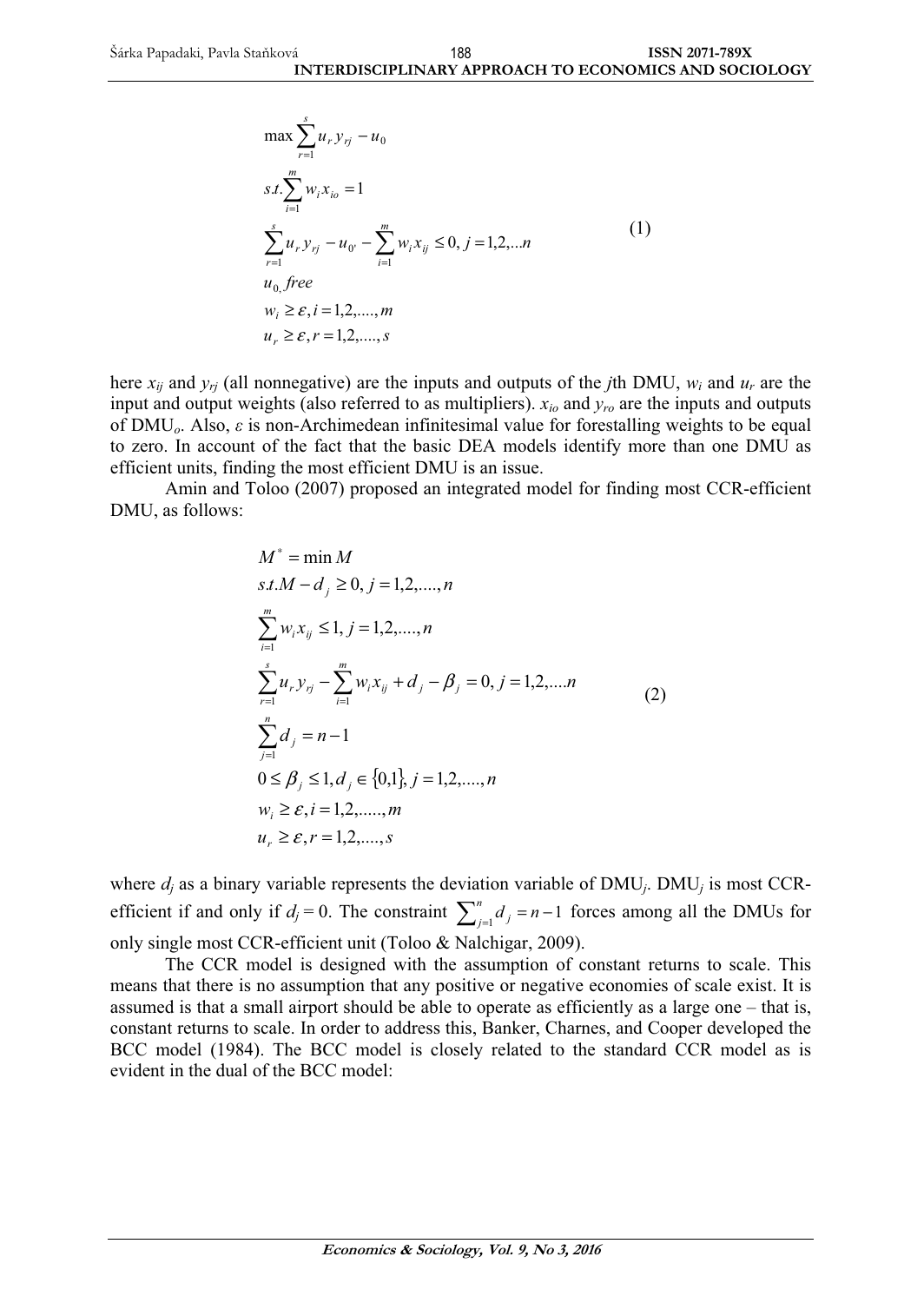$$
\begin{aligned}
&\max \sum_{r=1}^{s} u_r y_{rj} - u_0 \\
&s.t. \sum_{i=1}^{m} w_i x_{io} = 1 \\
&\sum_{r=1}^{s} u_r y_{rj} - u_{0'} - \sum_{i=1}^{m} w_i x_{ij} \leq 0, \; j = 1,2,...n \\
&u_{0,} \, free \\
&w_i \geq \varepsilon, i = 1,2,....,m \\
&u_r \geq \varepsilon, r = 1,2,....,s
\end{aligned}
\tag{1}
$$

here $x_{ij}$ and $y_{rj}$ (all nonnegative) are the inputs and outputs of the $j$th DMU, $w_i$ and $u_r$ are the input and output weights (also referred to as multipliers). $x_{io}$ and $y_{ro}$ are the inputs and outputs of DMU$_o$. Also, $\varepsilon$ is non-Archimedean infinitesimal value for forestalling weights to be equal to zero. In account of the fact that the basic DEA models identify more than one DMU as efficient units, finding the most efficient DMU is an issue.

Amin and Toloo (2007) proposed an integrated model for finding most CCR-efficient DMU, as follows:

$$
\begin{aligned}
&M^* = \min M \\
&s.t. M - d_j \geq 0, \; j = 1,2,....,n \\
&\sum_{i=1}^{m} w_i x_{ij} \leq 1, \; j = 1,2,....,n \\
&\sum_{r=1}^{s} u_r y_{rj} - \sum_{i=1}^{m} w_i x_{ij} + d_j - \beta_j = 0, \; j = 1,2,....n \\
&\sum_{j=1}^{n} d_j = n - 1 \\
&0 \leq \beta_j \leq 1, d_j \in \{0,1\}, \; j = 1,2,....,n \\
&w_i \geq \varepsilon, i = 1,2,.....,m \\
&u_r \geq \varepsilon, r = 1,2,....,s
\end{aligned}
\tag{2}
$$

where $d_j$ as a binary variable represents the deviation variable of DMU$_j$. DMU$_j$ is most CCR-efficient if and only if $d_j = 0$. The constraint $\sum_{j=1}^{n} d_j = n - 1$ forces among all the DMUs for only single most CCR-efficient unit (Toloo & Nalchigar, 2009).

The CCR model is designed with the assumption of constant returns to scale. This means that there is no assumption that any positive or negative economies of scale exist. It is assumed is that a small airport should be able to operate as efficiently as a large one – that is, constant returns to scale. In order to address this, Banker, Charnes, and Cooper developed the BCC model (1984). The BCC model is closely related to the standard CCR model as is evident in the dual of the BCC model: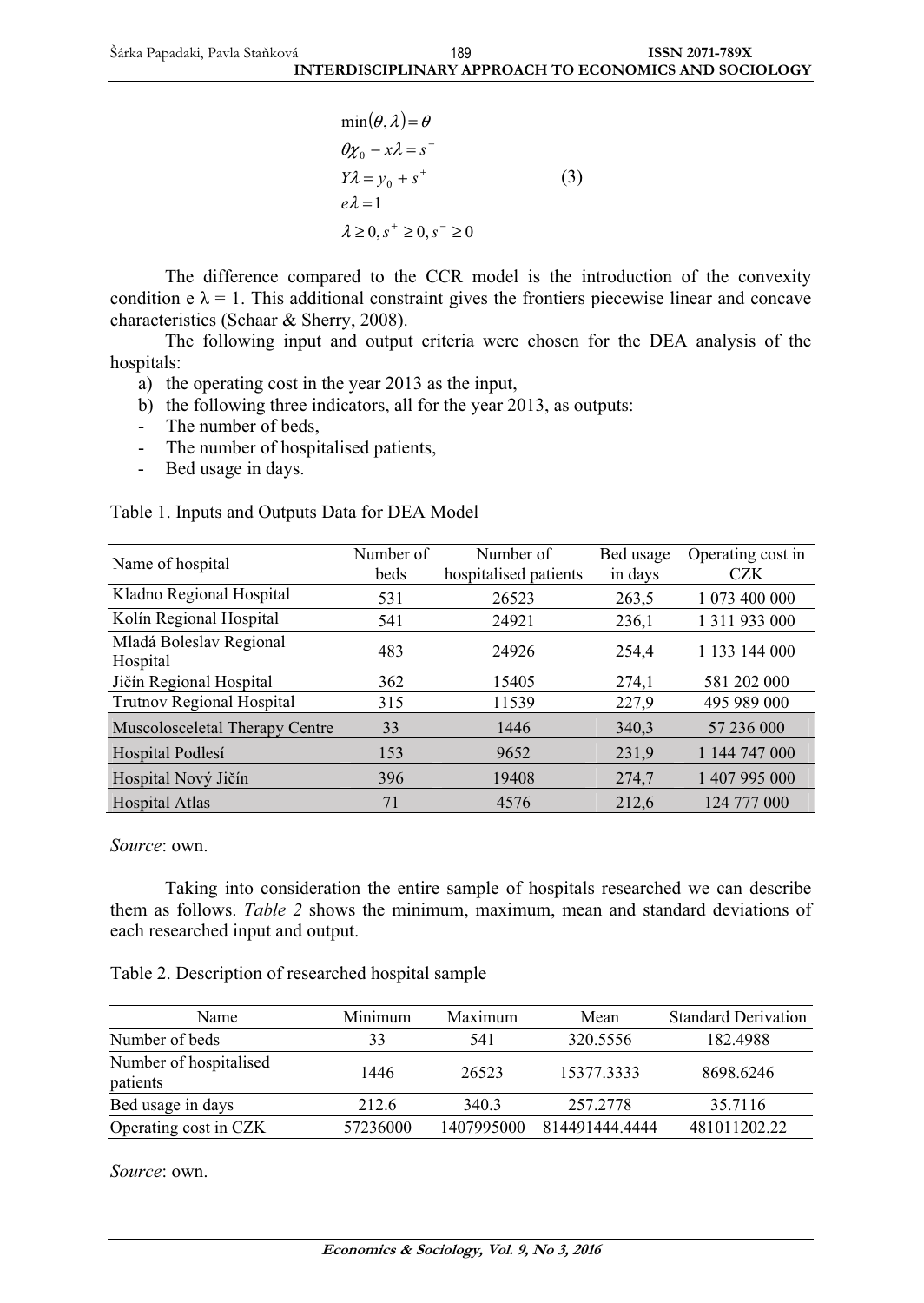$$
\begin{aligned}
&\min(\theta, \lambda) = \theta \\
&\theta \chi_0 - x\lambda = s^- \\
&Y\lambda = y_0 + s^+ \\
&e\lambda = 1 \\
&\lambda \geq 0, s^+ \geq 0, s^- \geq 0
\end{aligned}
\tag{3}
$$

The difference compared to the CCR model is the introduction of the convexity condition e λ = 1. This additional constraint gives the frontiers piecewise linear and concave characteristics (Schaar & Sherry, 2008).

The following input and output criteria were chosen for the DEA analysis of the hospitals:

a) the operating cost in the year 2013 as the input,
b) the following three indicators, all for the year 2013, as outputs:
- The number of beds,
- The number of hospitalised patients,
- Bed usage in days.

Table 1. Inputs and Outputs Data for DEA Model

| Name of hospital | Number of beds | Number of hospitalised patients | Bed usage in days | Operating cost in CZK |
|---|---|---|---|---|
| Kladno Regional Hospital | 531 | 26523 | 263,5 | 1 073 400 000 |
| Kolín Regional Hospital | 541 | 24921 | 236,1 | 1 311 933 000 |
| Mladá Boleslav Regional Hospital | 483 | 24926 | 254,4 | 1 133 144 000 |
| Jičín Regional Hospital | 362 | 15405 | 274,1 | 581 202 000 |
| Trutnov Regional Hospital | 315 | 11539 | 227,9 | 495 989 000 |
| Muscolosceletal Therapy Centre | 33 | 1446 | 340,3 | 57 236 000 |
| Hospital Podlesí | 153 | 9652 | 231,9 | 1 144 747 000 |
| Hospital Nový Jičín | 396 | 19408 | 274,7 | 1 407 995 000 |
| Hospital Atlas | 71 | 4576 | 212,6 | 124 777 000 |

*Source*: own.

Taking into consideration the entire sample of hospitals researched we can describe them as follows. *Table 2* shows the minimum, maximum, mean and standard deviations of each researched input and output.

Table 2. Description of researched hospital sample

| Name | Minimum | Maximum | Mean | Standard Derivation |
|---|---|---|---|---|
| Number of beds | 33 | 541 | 320.5556 | 182.4988 |
| Number of hospitalised patients | 1446 | 26523 | 15377.3333 | 8698.6246 |
| Bed usage in days | 212.6 | 340.3 | 257.2778 | 35.7116 |
| Operating cost in CZK | 57236000 | 1407995000 | 814491444.4444 | 481011202.22 |

*Source*: own.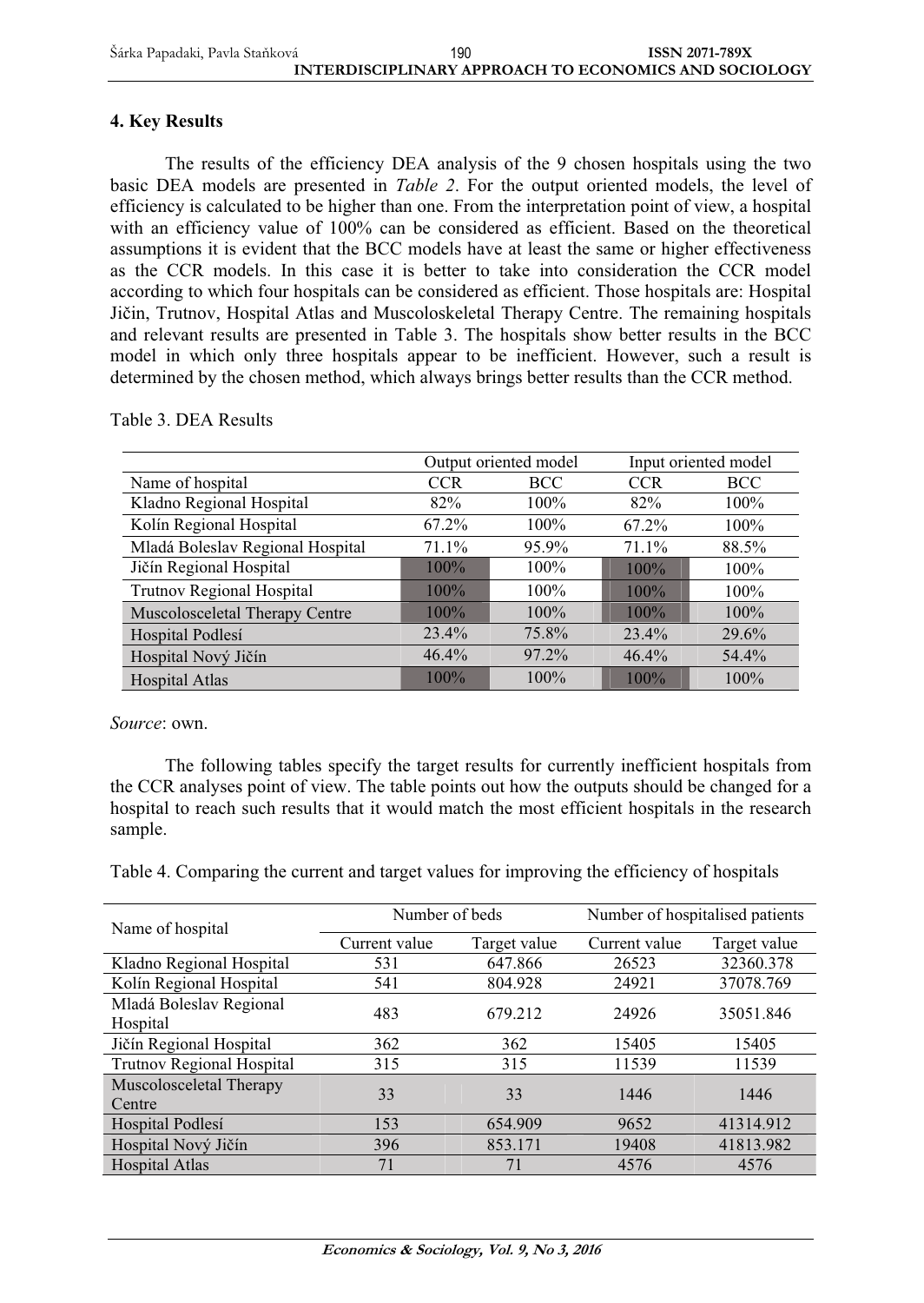## 4. Key Results

The results of the efficiency DEA analysis of the 9 chosen hospitals using the two basic DEA models are presented in *Table 2*. For the output oriented models, the level of efficiency is calculated to be higher than one. From the interpretation point of view, a hospital with an efficiency value of 100% can be considered as efficient. Based on the theoretical assumptions it is evident that the BCC models have at least the same or higher effectiveness as the CCR models. In this case it is better to take into consideration the CCR model according to which four hospitals can be considered as efficient. Those hospitals are: Hospital Jičin, Trutnov, Hospital Atlas and Muscoloskeletal Therapy Centre. The remaining hospitals and relevant results are presented in Table 3. The hospitals show better results in the BCC model in which only three hospitals appear to be inefficient. However, such a result is determined by the chosen method, which always brings better results than the CCR method.

Table 3. DEA Results

| | Output oriented model | | Input oriented model | |
|---|---|---|---|---|
| Name of hospital | CCR | BCC | CCR | BCC |
| Kladno Regional Hospital | 82% | 100% | 82% | 100% |
| Kolín Regional Hospital | 67.2% | 100% | 67.2% | 100% |
| Mladá Boleslav Regional Hospital | 71.1% | 95.9% | 71.1% | 88.5% |
| Jičín Regional Hospital | 100% | 100% | 100% | 100% |
| Trutnov Regional Hospital | 100% | 100% | 100% | 100% |
| Muscolosceletal Therapy Centre | 100% | 100% | 100% | 100% |
| Hospital Podlesí | 23.4% | 75.8% | 23.4% | 29.6% |
| Hospital Nový Jičín | 46.4% | 97.2% | 46.4% | 54.4% |
| Hospital Atlas | 100% | 100% | 100% | 100% |

*Source*: own.

The following tables specify the target results for currently inefficient hospitals from the CCR analyses point of view. The table points out how the outputs should be changed for a hospital to reach such results that it would match the most efficient hospitals in the research sample.

Table 4. Comparing the current and target values for improving the efficiency of hospitals

| Name of hospital | Number of beds | | Number of hospitalised patients | |
|---|---|---|---|---|
| | Current value | Target value | Current value | Target value |
| Kladno Regional Hospital | 531 | 647.866 | 26523 | 32360.378 |
| Kolín Regional Hospital | 541 | 804.928 | 24921 | 37078.769 |
| Mladá Boleslav Regional Hospital | 483 | 679.212 | 24926 | 35051.846 |
| Jičín Regional Hospital | 362 | 362 | 15405 | 15405 |
| Trutnov Regional Hospital | 315 | 315 | 11539 | 11539 |
| Muscolosceletal Therapy Centre | 33 | 33 | 1446 | 1446 |
| Hospital Podlesí | 153 | 654.909 | 9652 | 41314.912 |
| Hospital Nový Jičín | 396 | 853.171 | 19408 | 41813.982 |
| Hospital Atlas | 71 | 71 | 4576 | 4576 |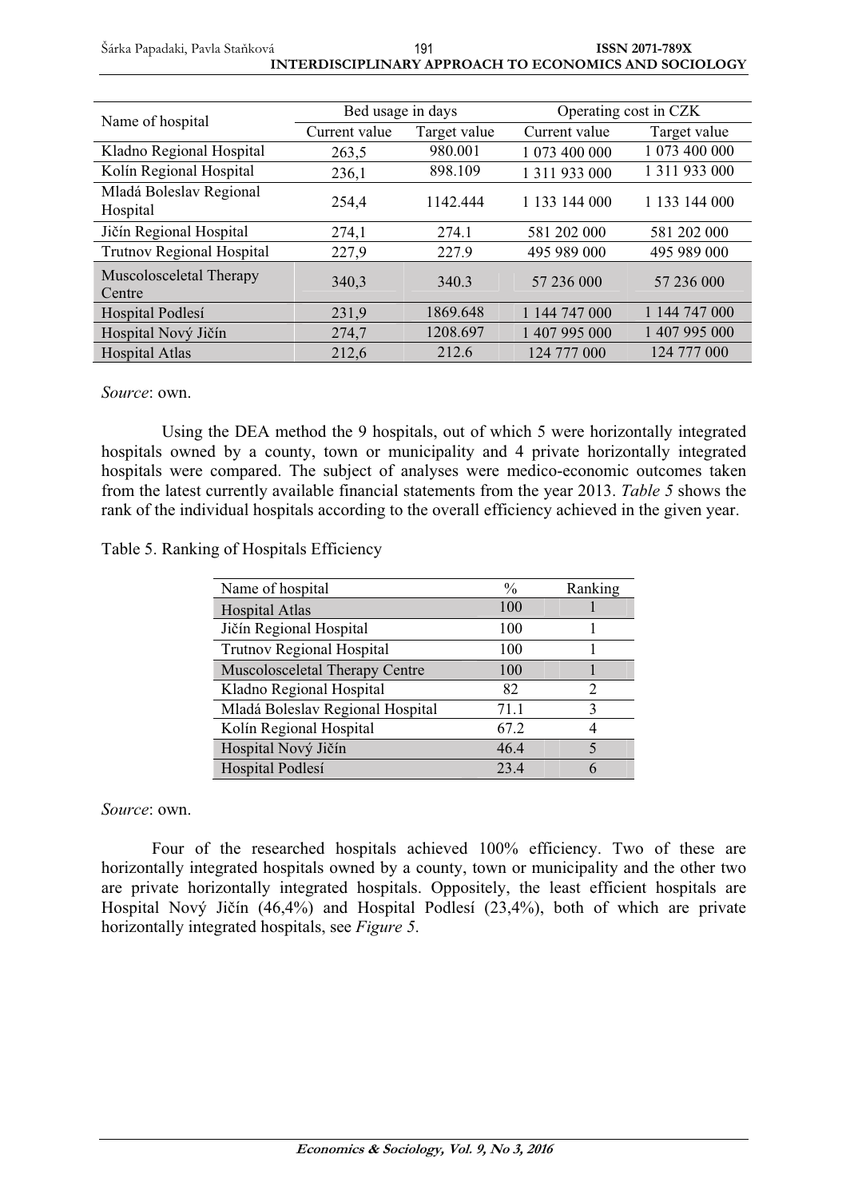| Name of hospital | Bed usage in days | | Operating cost in CZK | |
|---|---|---|---|---|
| | Current value | Target value | Current value | Target value |
| Kladno Regional Hospital | 263,5 | 980.001 | 1 073 400 000 | 1 073 400 000 |
| Kolín Regional Hospital | 236,1 | 898.109 | 1 311 933 000 | 1 311 933 000 |
| Mladá Boleslav Regional Hospital | 254,4 | 1142.444 | 1 133 144 000 | 1 133 144 000 |
| Jičín Regional Hospital | 274,1 | 274.1 | 581 202 000 | 581 202 000 |
| Trutnov Regional Hospital | 227,9 | 227.9 | 495 989 000 | 495 989 000 |
| Muscolosceletal Therapy Centre | 340,3 | 340.3 | 57 236 000 | 57 236 000 |
| Hospital Podlesí | 231,9 | 1869.648 | 1 144 747 000 | 1 144 747 000 |
| Hospital Nový Jičín | 274,7 | 1208.697 | 1 407 995 000 | 1 407 995 000 |
| Hospital Atlas | 212,6 | 212.6 | 124 777 000 | 124 777 000 |

*Source*: own.

Using the DEA method the 9 hospitals, out of which 5 were horizontally integrated hospitals owned by a county, town or municipality and 4 private horizontally integrated hospitals were compared. The subject of analyses were medico-economic outcomes taken from the latest currently available financial statements from the year 2013. *Table 5* shows the rank of the individual hospitals according to the overall efficiency achieved in the given year.

Table 5. Ranking of Hospitals Efficiency

| Name of hospital | % | Ranking |
|---|---|---|
| Hospital Atlas | 100 | 1 |
| Jičín Regional Hospital | 100 | 1 |
| Trutnov Regional Hospital | 100 | 1 |
| Muscolosceletal Therapy Centre | 100 | 1 |
| Kladno Regional Hospital | 82 | 2 |
| Mladá Boleslav Regional Hospital | 71.1 | 3 |
| Kolín Regional Hospital | 67.2 | 4 |
| Hospital Nový Jičín | 46.4 | 5 |
| Hospital Podlesí | 23.4 | 6 |

*Source*: own.

Four of the researched hospitals achieved 100% efficiency. Two of these are horizontally integrated hospitals owned by a county, town or municipality and the other two are private horizontally integrated hospitals. Oppositely, the least efficient hospitals are Hospital Nový Jičín (46,4%) and Hospital Podlesí (23,4%), both of which are private horizontally integrated hospitals, see *Figure 5*.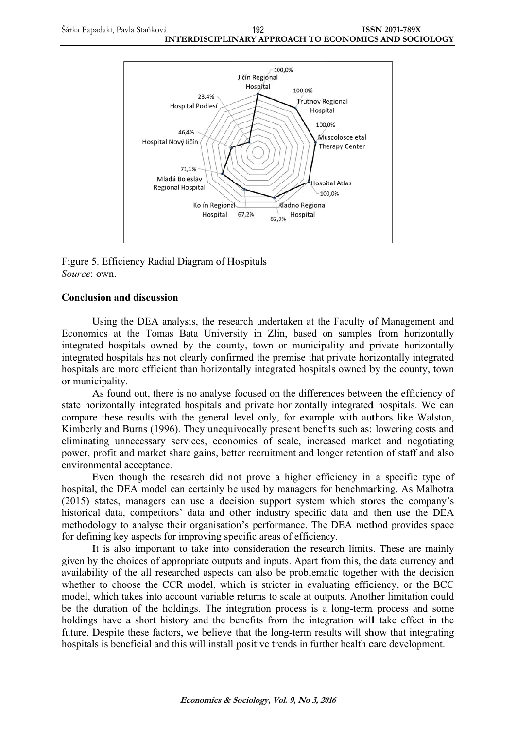Figure 5. Efficiency Radial Diagram of Hospitals
*Source*: own.

## Conclusion and discussion

Using the DEA analysis, the research undertaken at the Faculty of Management and Economics at the Tomas Bata University in Zlin, based on samples from horizontally integrated hospitals owned by the county, town or municipality and private horizontally integrated hospitals has not clearly confirmed the premise that private horizontally integrated hospitals are more efficient than horizontally integrated hospitals owned by the county, town or municipality.

As found out, there is no analyse focused on the differences between the efficiency of state horizontally integrated hospitals and private horizontally integrated hospitals. We can compare these results with the general level only, for example with authors like Walston, Kimberly and Burns (1996). They unequivocally present benefits such as: lowering costs and eliminating unnecessary services, economics of scale, increased market and negotiating power, profit and market share gains, better recruitment and longer retention of staff and also environmental acceptance.

Even though the research did not prove a higher efficiency in a specific type of hospital, the DEA model can certainly be used by managers for benchmarking. As Malhotra (2015) states, managers can use a decision support system which stores the company's historical data, competitors' data and other industry specific data and then use the DEA methodology to analyse their organisation's performance. The DEA method provides space for defining key aspects for improving specific areas of efficiency.

It is also important to take into consideration the research limits. These are mainly given by the choices of appropriate outputs and inputs. Apart from this, the data currency and availability of the all researched aspects can also be problematic together with the decision whether to choose the CCR model, which is stricter in evaluating efficiency, or the BCC model, which takes into account variable returns to scale at outputs. Another limitation could be the duration of the holdings. The integration process is a long-term process and some holdings have a short history and the benefits from the integration will take effect in the future. Despite these factors, we believe that the long-term results will show that integrating hospitals is beneficial and this will install positive trends in further health care development.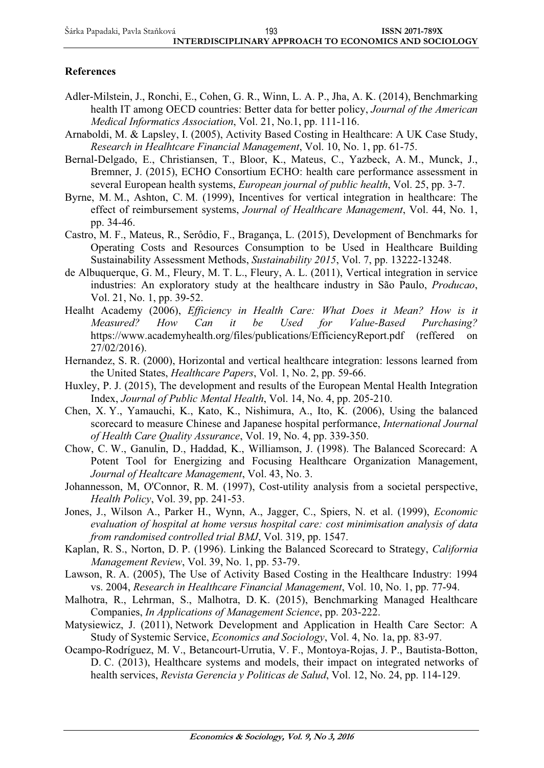## References

Adler-Milstein, J., Ronchi, E., Cohen, G. R., Winn, L. A. P., Jha, A. K. (2014), Benchmarking health IT among OECD countries: Better data for better policy, *Journal of the American Medical Informatics Association*, Vol. 21, No.1, pp. 111-116.

Arnaboldi, M. & Lapsley, I. (2005), Activity Based Costing in Healthcare: A UK Case Study, *Research in Healhtcare Financial Management*, Vol. 10, No. 1, pp. 61-75.

Bernal-Delgado, E., Christiansen, T., Bloor, K., Mateus, C., Yazbeck, A. M., Munck, J., Bremner, J. (2015), ECHO Consortium ECHO: health care performance assessment in several European health systems, *European journal of public health*, Vol. 25, pp. 3-7.

Byrne, M. M., Ashton, C. M. (1999), Incentives for vertical integration in healthcare: The effect of reimbursement systems, *Journal of Healthcare Management*, Vol. 44, No. 1, pp. 34-46.

Castro, M. F., Mateus, R., Serôdio, F., Bragança, L. (2015), Development of Benchmarks for Operating Costs and Resources Consumption to be Used in Healthcare Building Sustainability Assessment Methods, *Sustainability 2015*, Vol. 7, pp. 13222-13248.

de Albuquerque, G. M., Fleury, M. T. L., Fleury, A. L. (2011), Vertical integration in service industries: An exploratory study at the healthcare industry in São Paulo, *Producao*, Vol. 21, No. 1, pp. 39-52.

Healht Academy (2006), *Efficiency in Health Care: What Does it Mean? How is it Measured? How Can it be Used for Value-Based Purchasing?* https://www.academyhealth.org/files/publications/EfficiencyReport.pdf (reffered on 27/02/2016).

Hernandez, S. R. (2000), Horizontal and vertical healthcare integration: lessons learned from the United States, *Healthcare Papers*, Vol. 1, No. 2, pp. 59-66.

Huxley, P. J. (2015), The development and results of the European Mental Health Integration Index, *Journal of Public Mental Health*, Vol. 14, No. 4, pp. 205-210.

Chen, X. Y., Yamauchi, K., Kato, K., Nishimura, A., Ito, K. (2006), Using the balanced scorecard to measure Chinese and Japanese hospital performance, *International Journal of Health Care Quality Assurance*, Vol. 19, No. 4, pp. 339-350.

Chow, C. W., Ganulin, D., Haddad, K., Williamson, J. (1998). The Balanced Scorecard: A Potent Tool for Energizing and Focusing Healthcare Organization Management, *Journal of Healtcare Management*, Vol. 43, No. 3.

Johannesson, M, O'Connor, R. M. (1997), Cost-utility analysis from a societal perspective, *Health Policy*, Vol. 39, pp. 241-53.

Jones, J., Wilson A., Parker H., Wynn, A., Jagger, C., Spiers, N. et al. (1999), *Economic evaluation of hospital at home versus hospital care: cost minimisation analysis of data from randomised controlled trial BMJ*, Vol. 319, pp. 1547.

Kaplan, R. S., Norton, D. P. (1996). Linking the Balanced Scorecard to Strategy, *California Management Review*, Vol. 39, No. 1, pp. 53-79.

Lawson, R. A. (2005), The Use of Activity Based Costing in the Healthcare Industry: 1994 vs. 2004, *Research in Healthcare Financial Management*, Vol. 10, No. 1, pp. 77-94.

Malhotra, R., Lehrman, S., Malhotra, D. K. (2015), Benchmarking Managed Healthcare Companies, *In Applications of Management Science*, pp. 203-222.

Matysiewicz, J. (2011), Network Development and Application in Health Care Sector: A Study of Systemic Service, *Economics and Sociology*, Vol. 4, No. 1a, pp. 83-97.

Ocampo-Rodríguez, M. V., Betancourt-Urrutia, V. F., Montoya-Rojas, J. P., Bautista-Botton, D. C. (2013), Healthcare systems and models, their impact on integrated networks of health services, *Revista Gerencia y Politicas de Salud*, Vol. 12, No. 24, pp. 114-129.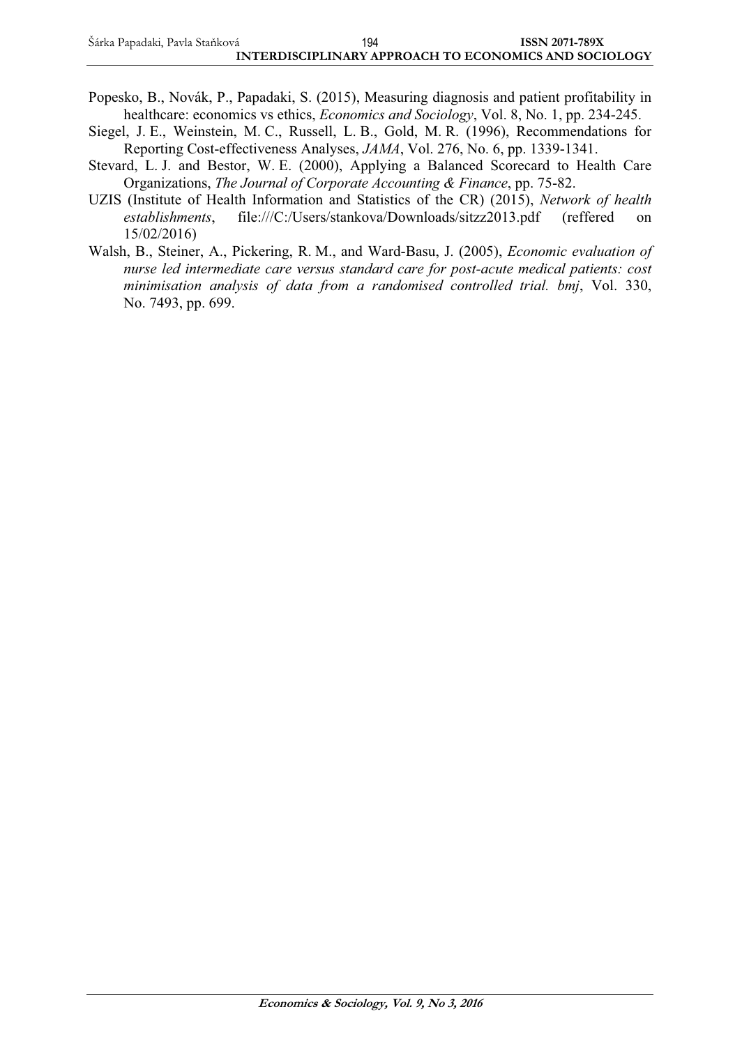Popesko, B., Novák, P., Papadaki, S. (2015), Measuring diagnosis and patient profitability in healthcare: economics vs ethics, *Economics and Sociology*, Vol. 8, No. 1, pp. 234-245.

Siegel, J. E., Weinstein, M. C., Russell, L. B., Gold, M. R. (1996), Recommendations for Reporting Cost-effectiveness Analyses, *JAMA*, Vol. 276, No. 6, pp. 1339-1341.

Stevard, L. J. and Bestor, W. E. (2000), Applying a Balanced Scorecard to Health Care Organizations, *The Journal of Corporate Accounting & Finance*, pp. 75-82.

UZIS (Institute of Health Information and Statistics of the CR) (2015), *Network of health establishments*, file:///C:/Users/stankova/Downloads/sitzz2013.pdf (reffered on 15/02/2016)

Walsh, B., Steiner, A., Pickering, R. M., and Ward-Basu, J. (2005), *Economic evaluation of nurse led intermediate care versus standard care for post-acute medical patients: cost minimisation analysis of data from a randomised controlled trial. bmj*, Vol. 330, No. 7493, pp. 699.